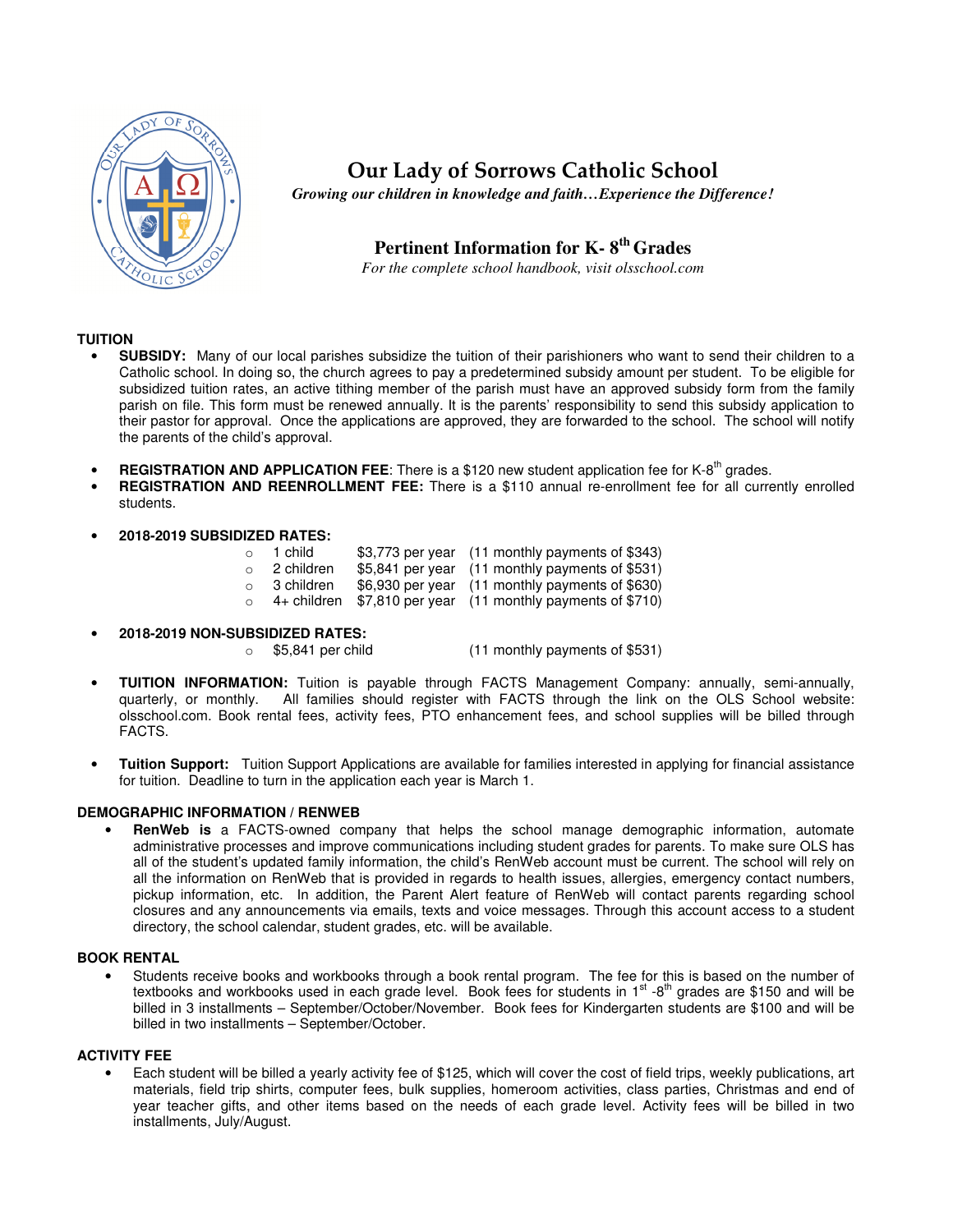# Our Lady of Sorrows Catholic School

*Growing our children in knowledge and faith…Experience the Difference!*

## Pertinent Information for K- 8th Grades

*For the complete school handbook, visit olsschool.com*

### TUITION

- **SUBSIDY:** Many of our local parishes subsidize the tuition of their parishioners who want to send their children to a Catholic school. In doing so, the church agrees to pay a predetermined subsidy amount per student. To be eligible for subsidized tuition rates, an active tithing member of the parish must have an approved subsidy form from the family parish on file. This form must be renewed annually. It is the parents' responsibility to send this subsidy application to their pastor for approval. Once the applications are approved, they are forwarded to the school. The school will notify the parents of the child's approval.

- **REGISTRATION AND APPLICATION FEE**: There is a $120 new student application fee for K-8th grades.
- **REGISTRATION AND REENROLLMENT FEE:** There is a $110 annual re-enrollment fee for all currently enrolled students.

- **2018-2019 SUBSIDIZED RATES:**
  - 1 child $3,773 per year (11 monthly payments of $343)
  - 2 children $5,841 per year (11 monthly payments of $531)
  - 3 children $6,930 per year (11 monthly payments of $630)
  - 4+ children $7,810 per year (11 monthly payments of $710)

- **2018-2019 NON-SUBSIDIZED RATES:**
  - $5,841 per child (11 monthly payments of $531)

- **TUITION INFORMATION:** Tuition is payable through FACTS Management Company: annually, semi-annually, quarterly, or monthly. All families should register with FACTS through the link on the OLS School website: olsschool.com. Book rental fees, activity fees, PTO enhancement fees, and school supplies will be billed through FACTS.

- **Tuition Support:** Tuition Support Applications are available for families interested in applying for financial assistance for tuition. Deadline to turn in the application each year is March 1.

### DEMOGRAPHIC INFORMATION / RENWEB

- **RenWeb is** a FACTS-owned company that helps the school manage demographic information, automate administrative processes and improve communications including student grades for parents. To make sure OLS has all of the student's updated family information, the child's RenWeb account must be current. The school will rely on all the information on RenWeb that is provided in regards to health issues, allergies, emergency contact numbers, pickup information, etc. In addition, the Parent Alert feature of RenWeb will contact parents regarding school closures and any announcements via emails, texts and voice messages. Through this account access to a student directory, the school calendar, student grades, etc. will be available.

### BOOK RENTAL

- Students receive books and workbooks through a book rental program. The fee for this is based on the number of textbooks and workbooks used in each grade level. Book fees for students in 1st -8th grades are $150 and will be billed in 3 installments – September/October/November. Book fees for Kindergarten students are $100 and will be billed in two installments – September/October.

### ACTIVITY FEE

- Each student will be billed a yearly activity fee of $125, which will cover the cost of field trips, weekly publications, art materials, field trip shirts, computer fees, bulk supplies, homeroom activities, class parties, Christmas and end of year teacher gifts, and other items based on the needs of each grade level. Activity fees will be billed in two installments, July/August.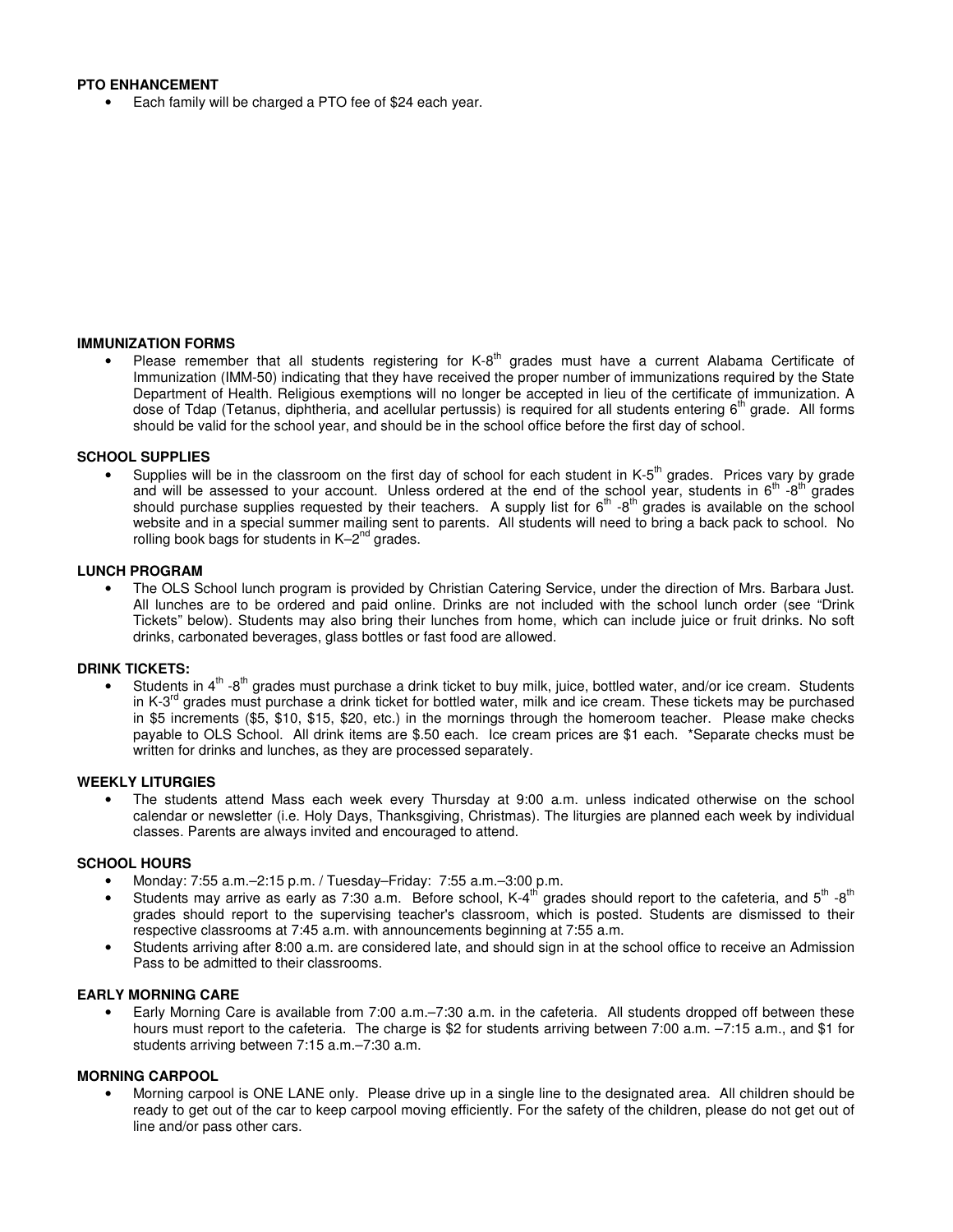**PTO ENHANCEMENT**

- Each family will be charged a PTO fee of $24 each year.

**IMMUNIZATION FORMS**

- Please remember that all students registering for K-8th grades must have a current Alabama Certificate of Immunization (IMM-50) indicating that they have received the proper number of immunizations required by the State Department of Health. Religious exemptions will no longer be accepted in lieu of the certificate of immunization. A dose of Tdap (Tetanus, diphtheria, and acellular pertussis) is required for all students entering 6th grade. All forms should be valid for the school year, and should be in the school office before the first day of school.

**SCHOOL SUPPLIES**

- Supplies will be in the classroom on the first day of school for each student in K-5th grades. Prices vary by grade and will be assessed to your account. Unless ordered at the end of the school year, students in 6th -8th grades should purchase supplies requested by their teachers. A supply list for 6th -8th grades is available on the school website and in a special summer mailing sent to parents. All students will need to bring a back pack to school. No rolling book bags for students in K–2nd grades.

**LUNCH PROGRAM**

- The OLS School lunch program is provided by Christian Catering Service, under the direction of Mrs. Barbara Just. All lunches are to be ordered and paid online. Drinks are not included with the school lunch order (see "Drink Tickets" below). Students may also bring their lunches from home, which can include juice or fruit drinks. No soft drinks, carbonated beverages, glass bottles or fast food are allowed.

**DRINK TICKETS:**

- Students in 4th -8th grades must purchase a drink ticket to buy milk, juice, bottled water, and/or ice cream. Students in K-3rd grades must purchase a drink ticket for bottled water, milk and ice cream. These tickets may be purchased in $5 increments ($5, $10, $15, $20, etc.) in the mornings through the homeroom teacher. Please make checks payable to OLS School. All drink items are $.50 each. Ice cream prices are $1 each. *Separate checks must be written for drinks and lunches, as they are processed separately.

**WEEKLY LITURGIES**

- The students attend Mass each week every Thursday at 9:00 a.m. unless indicated otherwise on the school calendar or newsletter (i.e. Holy Days, Thanksgiving, Christmas). The liturgies are planned each week by individual classes. Parents are always invited and encouraged to attend.

**SCHOOL HOURS**

- Monday: 7:55 a.m.–2:15 p.m. / Tuesday–Friday: 7:55 a.m.–3:00 p.m.
- Students may arrive as early as 7:30 a.m. Before school, K-4th grades should report to the cafeteria, and 5th -8th grades should report to the supervising teacher's classroom, which is posted. Students are dismissed to their respective classrooms at 7:45 a.m. with announcements beginning at 7:55 a.m.
- Students arriving after 8:00 a.m. are considered late, and should sign in at the school office to receive an Admission Pass to be admitted to their classrooms.

**EARLY MORNING CARE**

- Early Morning Care is available from 7:00 a.m.–7:30 a.m. in the cafeteria. All students dropped off between these hours must report to the cafeteria. The charge is $2 for students arriving between 7:00 a.m. –7:15 a.m., and $1 for students arriving between 7:15 a.m.–7:30 a.m.

**MORNING CARPOOL**

- Morning carpool is ONE LANE only. Please drive up in a single line to the designated area. All children should be ready to get out of the car to keep carpool moving efficiently. For the safety of the children, please do not get out of line and/or pass other cars.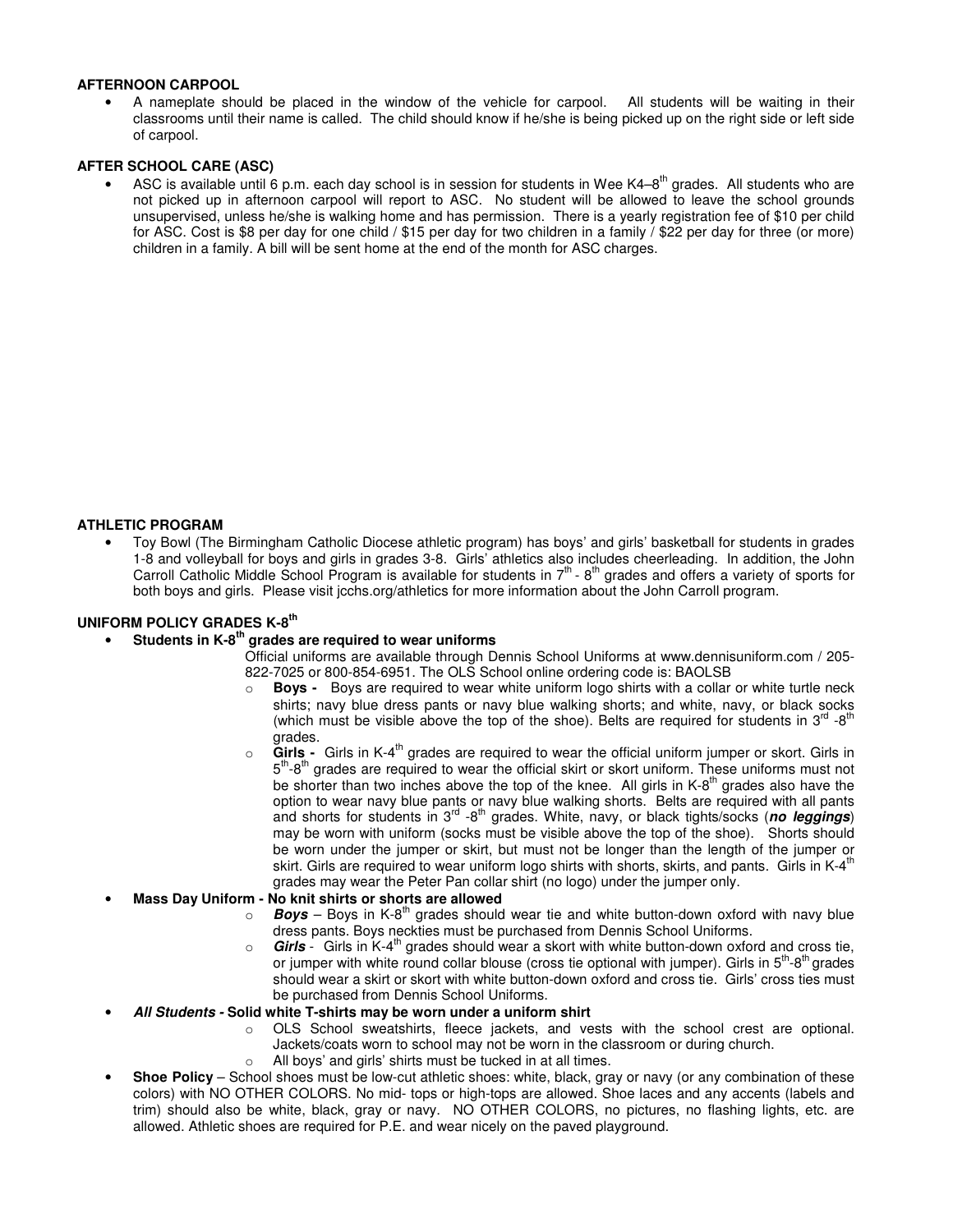**AFTERNOON CARPOOL**

- A nameplate should be placed in the window of the vehicle for carpool. All students will be waiting in their classrooms until their name is called. The child should know if he/she is being picked up on the right side or left side of carpool.

**AFTER SCHOOL CARE (ASC)**

- ASC is available until 6 p.m. each day school is in session for students in Wee K4–8th grades. All students who are not picked up in afternoon carpool will report to ASC. No student will be allowed to leave the school grounds unsupervised, unless he/she is walking home and has permission. There is a yearly registration fee of $10 per child for ASC. Cost is $8 per day for one child / $15 per day for two children in a family / $22 per day for three (or more) children in a family. A bill will be sent home at the end of the month for ASC charges.

**ATHLETIC PROGRAM**

- Toy Bowl (The Birmingham Catholic Diocese athletic program) has boys' and girls' basketball for students in grades 1-8 and volleyball for boys and girls in grades 3-8. Girls' athletics also includes cheerleading. In addition, the John Carroll Catholic Middle School Program is available for students in 7th - 8th grades and offers a variety of sports for both boys and girls. Please visit jcchs.org/athletics for more information about the John Carroll program.

**UNIFORM POLICY GRADES K-8th**

- **Students in K-8th grades are required to wear uniforms**

  Official uniforms are available through Dennis School Uniforms at www.dennisuniform.com / 205-822-7025 or 800-854-6951. The OLS School online ordering code is: BAOLSB

  - **Boys -** Boys are required to wear white uniform logo shirts with a collar or white turtle neck shirts; navy blue dress pants or navy blue walking shorts; and white, navy, or black socks (which must be visible above the top of the shoe). Belts are required for students in 3rd -8th grades.
  - **Girls -** Girls in K-4th grades are required to wear the official uniform jumper or skort. Girls in 5th-8th grades are required to wear the official skirt or skort uniform. These uniforms must not be shorter than two inches above the top of the knee. All girls in K-8th grades also have the option to wear navy blue pants or navy blue walking shorts. Belts are required with all pants and shorts for students in 3rd -8th grades. White, navy, or black tights/socks (***no leggings***) may be worn with uniform (socks must be visible above the top of the shoe). Shorts should be worn under the jumper or skirt, but must not be longer than the length of the jumper or skirt. Girls are required to wear uniform logo shirts with shorts, skirts, and pants. Girls in K-4th grades may wear the Peter Pan collar shirt (no logo) under the jumper only.

- **Mass Day Uniform - No knit shirts or shorts are allowed**

  - ***Boys*** – Boys in K-8th grades should wear tie and white button-down oxford with navy blue dress pants. Boys neckties must be purchased from Dennis School Uniforms.
  - ***Girls*** - Girls in K-4th grades should wear a skort with white button-down oxford and cross tie, or jumper with white round collar blouse (cross tie optional with jumper). Girls in 5th-8th grades should wear a skirt or skort with white button-down oxford and cross tie. Girls' cross ties must be purchased from Dennis School Uniforms.

- ***All Students -*** **Solid white T-shirts may be worn under a uniform shirt**

  - OLS School sweatshirts, fleece jackets, and vests with the school crest are optional. Jackets/coats worn to school may not be worn in the classroom or during church.
  - All boys' and girls' shirts must be tucked in at all times.

- **Shoe Policy** – School shoes must be low-cut athletic shoes: white, black, gray or navy (or any combination of these colors) with NO OTHER COLORS. No mid- tops or high-tops are allowed. Shoe laces and any accents (labels and trim) should also be white, black, gray or navy. NO OTHER COLORS, no pictures, no flashing lights, etc. are allowed. Athletic shoes are required for P.E. and wear nicely on the paved playground.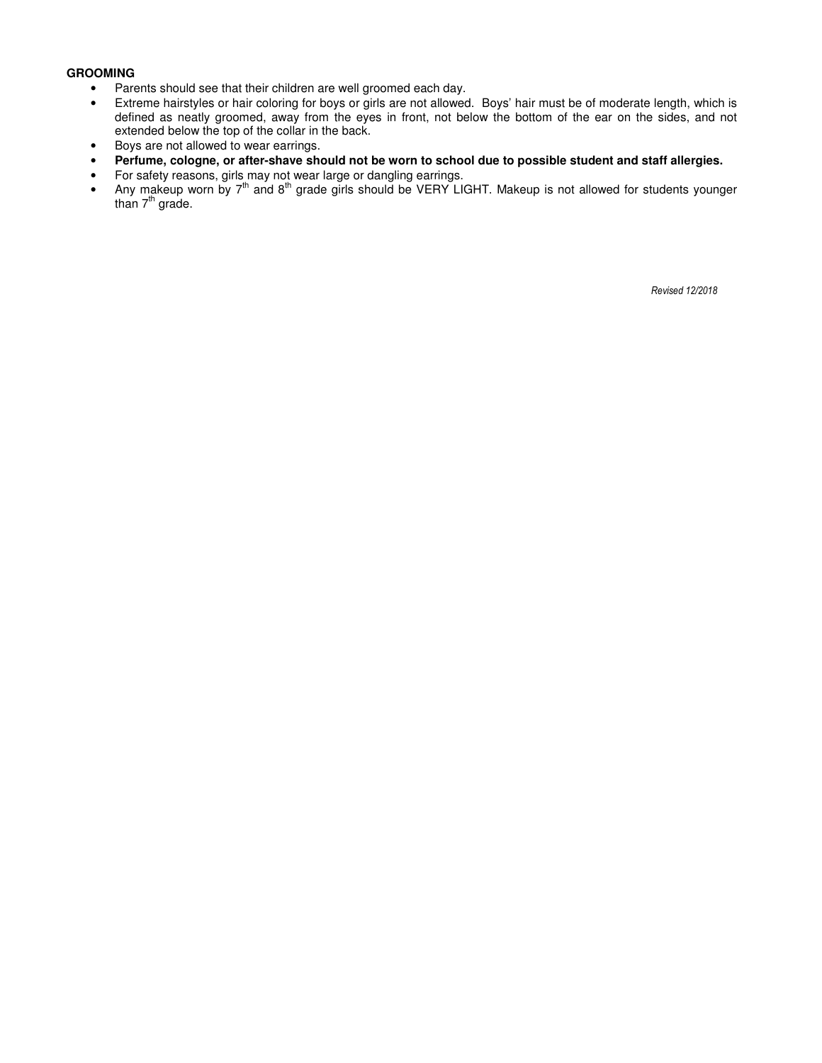**GROOMING**

- Parents should see that their children are well groomed each day.
- Extreme hairstyles or hair coloring for boys or girls are not allowed. Boys' hair must be of moderate length, which is defined as neatly groomed, away from the eyes in front, not below the bottom of the ear on the sides, and not extended below the top of the collar in the back.
- Boys are not allowed to wear earrings.
- **Perfume, cologne, or after-shave should not be worn to school due to possible student and staff allergies.**
- For safety reasons, girls may not wear large or dangling earrings.
- Any makeup worn by 7th and 8th grade girls should be VERY LIGHT. Makeup is not allowed for students younger than 7th grade.

*Revised 12/2018*